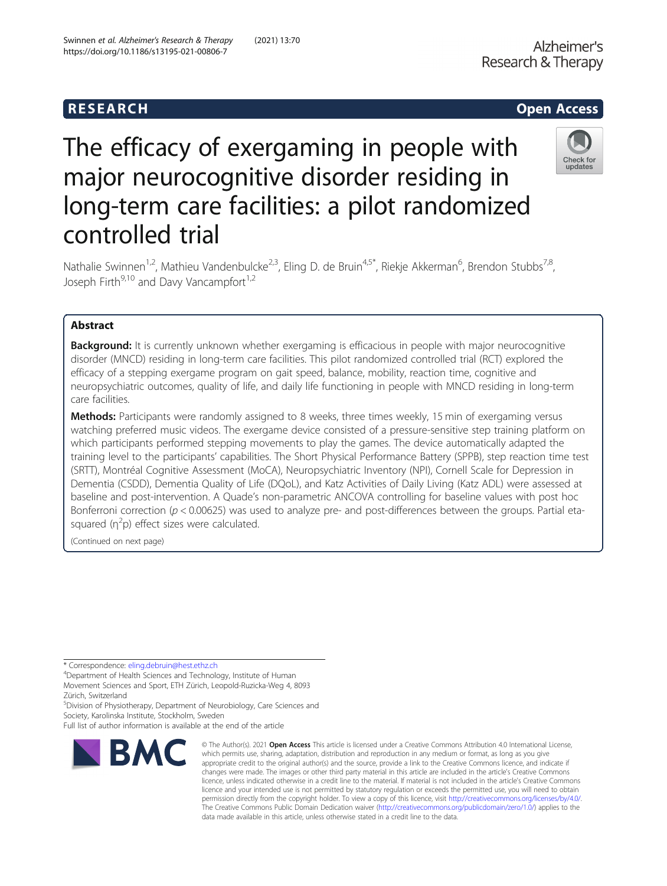RESEARCH

Open Access

# The efficacy of exergaming in people with major neurocognitive disorder residing in long-term care facilities: a pilot randomized controlled trial

Nathalie Swinnen[1,2], Mathieu Vandenbulcke[2,3], Eling D. de Bruin[4,5*], Riekje Akkerman[6], Brendon Stubbs[7,8], Joseph Firth[9,10] and Davy Vancampfort[1,2]

## Abstract

**Background:** It is currently unknown whether exergaming is efficacious in people with major neurocognitive disorder (MNCD) residing in long-term care facilities. This pilot randomized controlled trial (RCT) explored the efficacy of a stepping exergame program on gait speed, balance, mobility, reaction time, cognitive and neuropsychiatric outcomes, quality of life, and daily life functioning in people with MNCD residing in long-term care facilities.

**Methods:** Participants were randomly assigned to 8 weeks, three times weekly, 15 min of exergaming versus watching preferred music videos. The exergame device consisted of a pressure-sensitive step training platform on which participants performed stepping movements to play the games. The device automatically adapted the training level to the participants' capabilities. The Short Physical Performance Battery (SPPB), step reaction time test (SRTT), Montréal Cognitive Assessment (MoCA), Neuropsychiatric Inventory (NPI), Cornell Scale for Depression in Dementia (CSDD), Dementia Quality of Life (DQoL), and Katz Activities of Daily Living (Katz ADL) were assessed at baseline and post-intervention. A Quade's non-parametric ANCOVA controlling for baseline values with post hoc Bonferroni correction ($p < 0.00625$) was used to analyze pre- and post-differences between the groups. Partial eta-squared ($\eta^2$p) effect sizes were calculated.

(Continued on next page)

\* Correspondence: eling.debruin@hest.ethz.ch

[4]Department of Health Sciences and Technology, Institute of Human Movement Sciences and Sport, ETH Zürich, Leopold-Ruzicka-Weg 4, 8093 Zürich, Switzerland

[5]Division of Physiotherapy, Department of Neurobiology, Care Sciences and Society, Karolinska Institute, Stockholm, Sweden

Full list of author information is available at the end of the article

© The Author(s). 2021 **Open Access** This article is licensed under a Creative Commons Attribution 4.0 International License, which permits use, sharing, adaptation, distribution and reproduction in any medium or format, as long as you give appropriate credit to the original author(s) and the source, provide a link to the Creative Commons licence, and indicate if changes were made. The images or other third party material in this article are included in the article's Creative Commons licence, unless indicated otherwise in a credit line to the material. If material is not included in the article's Creative Commons licence and your intended use is not permitted by statutory regulation or exceeds the permitted use, you will need to obtain permission directly from the copyright holder. To view a copy of this licence, visit http://creativecommons.org/licenses/by/4.0/. The Creative Commons Public Domain Dedication waiver (http://creativecommons.org/publicdomain/zero/1.0/) applies to the data made available in this article, unless otherwise stated in a credit line to the data.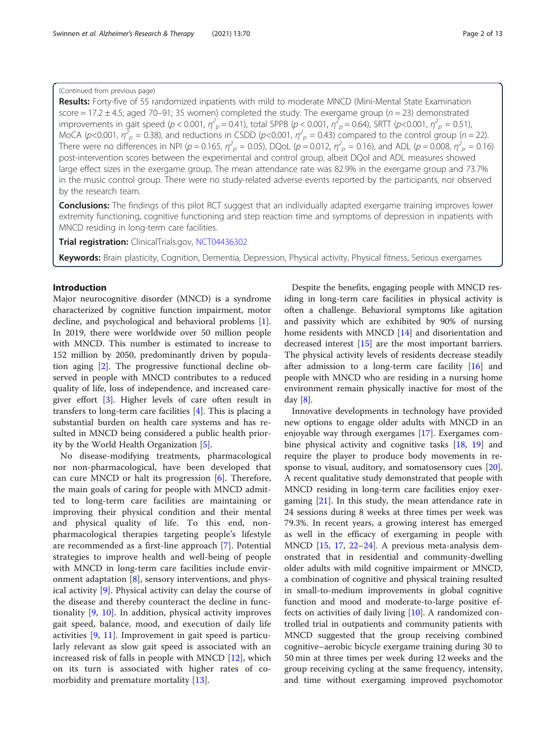(Continued from previous page)

**Results:** Forty-five of 55 randomized inpatients with mild to moderate MNCD (Mini-Mental State Examination score = 17.2 ± 4.5; aged 70–91; 35 women) completed the study. The exergame group ($n = 23$) demonstrated improvements in gait speed ($p < 0.001$, $\eta^2_p = 0.41$), total SPPB ($p < 0.001$, $\eta^2_p = 0.64$), SRTT ($p<0.001$, $\eta^2_p = 0.51$), MoCA ($p<0.001$, $\eta^2_p = 0.38$), and reductions in CSDD ($p<0.001$, $\eta^2_p = 0.43$) compared to the control group ($n = 22$). There were no differences in NPI ($p = 0.165$, $\eta^2_p = 0.05$), DQoL ($p = 0.012$, $\eta^2_p = 0.16$), and ADL ($p = 0.008$, $\eta^2_p = 0.16$) post-intervention scores between the experimental and control group, albeit DQol and ADL measures showed large effect sizes in the exergame group. The mean attendance rate was 82.9% in the exergame group and 73.7% in the music control group. There were no study-related adverse events reported by the participants, nor observed by the research team.

**Conclusions:** The findings of this pilot RCT suggest that an individually adapted exergame training improves lower extremity functioning, cognitive functioning and step reaction time and symptoms of depression in inpatients with MNCD residing in long-term care facilities.

**Trial registration:** ClinicalTrials.gov, NCT04436302

**Keywords:** Brain plasticity, Cognition, Dementia, Depression, Physical activity, Physical fitness, Serious exergames

## Introduction

Major neurocognitive disorder (MNCD) is a syndrome characterized by cognitive function impairment, motor decline, and psychological and behavioral problems [1]. In 2019, there were worldwide over 50 million people with MNCD. This number is estimated to increase to 152 million by 2050, predominantly driven by population aging [2]. The progressive functional decline observed in people with MNCD contributes to a reduced quality of life, loss of independence, and increased caregiver effort [3]. Higher levels of care often result in transfers to long-term care facilities [4]. This is placing a substantial burden on health care systems and has resulted in MNCD being considered a public health priority by the World Health Organization [5].

No disease-modifying treatments, pharmacological nor non-pharmacological, have been developed that can cure MNCD or halt its progression [6]. Therefore, the main goals of caring for people with MNCD admitted to long-term care facilities are maintaining or improving their physical condition and their mental and physical quality of life. To this end, non-pharmacological therapies targeting people's lifestyle are recommended as a first-line approach [7]. Potential strategies to improve health and well-being of people with MNCD in long-term care facilities include environment adaptation [8], sensory interventions, and physical activity [9]. Physical activity can delay the course of the disease and thereby counteract the decline in functionality [9, 10]. In addition, physical activity improves gait speed, balance, mood, and execution of daily life activities [9, 11]. Improvement in gait speed is particularly relevant as slow gait speed is associated with an increased risk of falls in people with MNCD [12], which on its turn is associated with higher rates of co-morbidity and premature mortality [13].

Despite the benefits, engaging people with MNCD residing in long-term care facilities in physical activity is often a challenge. Behavioral symptoms like agitation and passivity which are exhibited by 90% of nursing home residents with MNCD [14] and disorientation and decreased interest [15] are the most important barriers. The physical activity levels of residents decrease steadily after admission to a long-term care facility [16] and people with MNCD who are residing in a nursing home environment remain physically inactive for most of the day [8].

Innovative developments in technology have provided new options to engage older adults with MNCD in an enjoyable way through exergames [17]. Exergames combine physical activity and cognitive tasks [18, 19] and require the player to produce body movements in response to visual, auditory, and somatosensory cues [20]. A recent qualitative study demonstrated that people with MNCD residing in long-term care facilities enjoy exergaming [21]. In this study, the mean attendance rate in 24 sessions during 8 weeks at three times per week was 79.3%. In recent years, a growing interest has emerged as well in the efficacy of exergaming in people with MNCD [15, 17, 22–24]. A previous meta-analysis demonstrated that in residential and community-dwelling older adults with mild cognitive impairment or MNCD, a combination of cognitive and physical training resulted in small-to-medium improvements in global cognitive function and mood and moderate-to-large positive effects on activities of daily living [10]. A randomized controlled trial in outpatients and community patients with MNCD suggested that the group receiving combined cognitive–aerobic bicycle exergame training during 30 to 50 min at three times per week during 12 weeks and the group receiving cycling at the same frequency, intensity, and time without exergaming improved psychomotor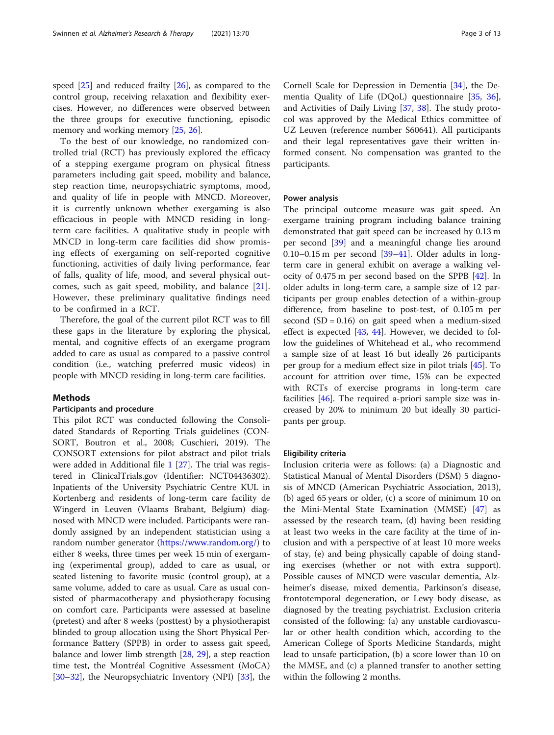speed [25] and reduced frailty [26], as compared to the control group, receiving relaxation and flexibility exercises. However, no differences were observed between the three groups for executive functioning, episodic memory and working memory [25, 26].

To the best of our knowledge, no randomized controlled trial (RCT) has previously explored the efficacy of a stepping exergame program on physical fitness parameters including gait speed, mobility and balance, step reaction time, neuropsychiatric symptoms, mood, and quality of life in people with MNCD. Moreover, it is currently unknown whether exergaming is also efficacious in people with MNCD residing in long-term care facilities. A qualitative study in people with MNCD in long-term care facilities did show promising effects of exergaming on self-reported cognitive functioning, activities of daily living performance, fear of falls, quality of life, mood, and several physical outcomes, such as gait speed, mobility, and balance [21]. However, these preliminary qualitative findings need to be confirmed in a RCT.

Therefore, the goal of the current pilot RCT was to fill these gaps in the literature by exploring the physical, mental, and cognitive effects of an exergame program added to care as usual as compared to a passive control condition (i.e., watching preferred music videos) in people with MNCD residing in long-term care facilities.

## Methods

### Participants and procedure

This pilot RCT was conducted following the Consolidated Standards of Reporting Trials guidelines (CONSORT, Boutron et al., 2008; Cuschieri, 2019). The CONSORT extensions for pilot abstract and pilot trials were added in Additional file 1 [27]. The trial was registered in ClinicalTrials.gov (Identifier: NCT04436302). Inpatients of the University Psychiatric Centre KUL in Kortenberg and residents of long-term care facility de Wingerd in Leuven (Vlaams Brabant, Belgium) diagnosed with MNCD were included. Participants were randomly assigned by an independent statistician using a random number generator (https://www.random.org/) to either 8 weeks, three times per week 15 min of exergaming (experimental group), added to care as usual, or seated listening to favorite music (control group), at a same volume, added to care as usual. Care as usual consisted of pharmacotherapy and physiotherapy focusing on comfort care. Participants were assessed at baseline (pretest) and after 8 weeks (posttest) by a physiotherapist blinded to group allocation using the Short Physical Performance Battery (SPPB) in order to assess gait speed, balance and lower limb strength [28, 29], a step reaction time test, the Montréal Cognitive Assessment (MoCA) [30–32], the Neuropsychiatric Inventory (NPI) [33], the Cornell Scale for Depression in Dementia [34], the Dementia Quality of Life (DQoL) questionnaire [35, 36], and Activities of Daily Living [37, 38]. The study protocol was approved by the Medical Ethics committee of UZ Leuven (reference number S60641). All participants and their legal representatives gave their written informed consent. No compensation was granted to the participants.

### Power analysis

The principal outcome measure was gait speed. An exergame training program including balance training demonstrated that gait speed can be increased by 0.13 m per second [39] and a meaningful change lies around 0.10–0.15 m per second [39–41]. Older adults in long-term care in general exhibit on average a walking velocity of 0.475 m per second based on the SPPB [42]. In older adults in long-term care, a sample size of 12 participants per group enables detection of a within-group difference, from baseline to post-test, of 0.105 m per second (SD = 0.16) on gait speed when a medium-sized effect is expected [43, 44]. However, we decided to follow the guidelines of Whitehead et al., who recommend a sample size of at least 16 but ideally 26 participants per group for a medium effect size in pilot trials [45]. To account for attrition over time, 15% can be expected with RCTs of exercise programs in long-term care facilities [46]. The required a-priori sample size was increased by 20% to minimum 20 but ideally 30 participants per group.

### Eligibility criteria

Inclusion criteria were as follows: (a) a Diagnostic and Statistical Manual of Mental Disorders (DSM) 5 diagnosis of MNCD (American Psychiatric Association, 2013), (b) aged 65 years or older, (c) a score of minimum 10 on the Mini-Mental State Examination (MMSE) [47] as assessed by the research team, (d) having been residing at least two weeks in the care facility at the time of inclusion and with a perspective of at least 10 more weeks of stay, (e) and being physically capable of doing standing exercises (whether or not with extra support). Possible causes of MNCD were vascular dementia, Alzheimer's disease, mixed dementia, Parkinson's disease, frontotemporal degeneration, or Lewy body disease, as diagnosed by the treating psychiatrist. Exclusion criteria consisted of the following: (a) any unstable cardiovascular or other health condition which, according to the American College of Sports Medicine Standards, might lead to unsafe participation, (b) a score lower than 10 on the MMSE, and (c) a planned transfer to another setting within the following 2 months.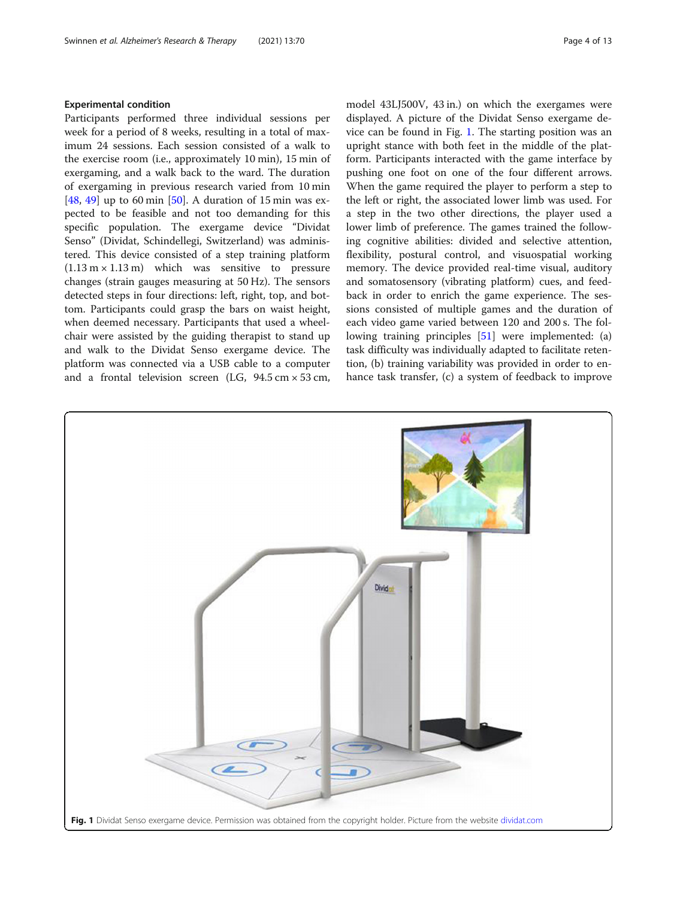### Experimental condition

Participants performed three individual sessions per week for a period of 8 weeks, resulting in a total of maximum 24 sessions. Each session consisted of a walk to the exercise room (i.e., approximately 10 min), 15 min of exergaming, and a walk back to the ward. The duration of exergaming in previous research varied from 10 min [48, 49] up to 60 min [50]. A duration of 15 min was expected to be feasible and not too demanding for this specific population. The exergame device "Dividat Senso" (Dividat, Schindellegi, Switzerland) was administered. This device consisted of a step training platform (1.13 m × 1.13 m) which was sensitive to pressure changes (strain gauges measuring at 50 Hz). The sensors detected steps in four directions: left, right, top, and bottom. Participants could grasp the bars on waist height, when deemed necessary. Participants that used a wheelchair were assisted by the guiding therapist to stand up and walk to the Dividat Senso exergame device. The platform was connected via a USB cable to a computer and a frontal television screen (LG, 94.5 cm × 53 cm, model 43LJ500V, 43 in.) on which the exergames were displayed. A picture of the Dividat Senso exergame device can be found in Fig. 1. The starting position was an upright stance with both feet in the middle of the platform. Participants interacted with the game interface by pushing one foot on one of the four different arrows. When the game required the player to perform a step to the left or right, the associated lower limb was used. For a step in the two other directions, the player used a lower limb of preference. The games trained the following cognitive abilities: divided and selective attention, flexibility, postural control, and visuospatial working memory. The device provided real-time visual, auditory and somatosensory (vibrating platform) cues, and feedback in order to enrich the game experience. The sessions consisted of multiple games and the duration of each video game varied between 120 and 200 s. The following training principles [51] were implemented: (a) task difficulty was individually adapted to facilitate retention, (b) training variability was provided in order to enhance task transfer, (c) a system of feedback to improve

**Fig. 1** Dividat Senso exergame device. Permission was obtained from the copyright holder. Picture from the website dividat.com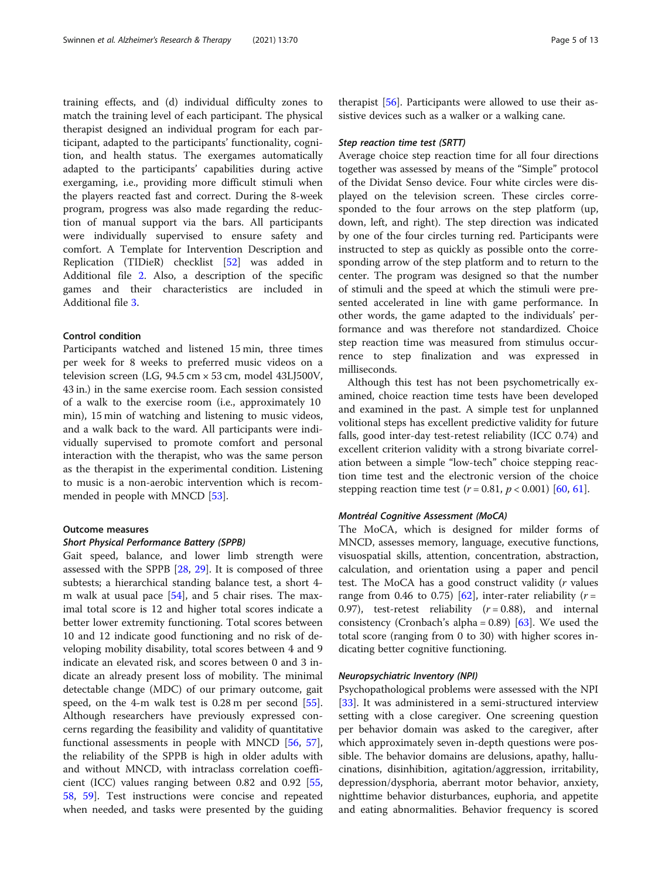training effects, and (d) individual difficulty zones to match the training level of each participant. The physical therapist designed an individual program for each participant, adapted to the participants' functionality, cognition, and health status. The exergames automatically adapted to the participants' capabilities during active exergaming, i.e., providing more difficult stimuli when the players reacted fast and correct. During the 8-week program, progress was also made regarding the reduction of manual support via the bars. All participants were individually supervised to ensure safety and comfort. A Template for Intervention Description and Replication (TIDieR) checklist [52] was added in Additional file 2. Also, a description of the specific games and their characteristics are included in Additional file 3.

#### Control condition

Participants watched and listened 15 min, three times per week for 8 weeks to preferred music videos on a television screen (LG, 94.5 cm × 53 cm, model 43LJ500V, 43 in.) in the same exercise room. Each session consisted of a walk to the exercise room (i.e., approximately 10 min), 15 min of watching and listening to music videos, and a walk back to the ward. All participants were individually supervised to promote comfort and personal interaction with the therapist, who was the same person as the therapist in the experimental condition. Listening to music is a non-aerobic intervention which is recommended in people with MNCD [53].

#### Outcome measures

##### *Short Physical Performance Battery (SPPB)*

Gait speed, balance, and lower limb strength were assessed with the SPPB [28, 29]. It is composed of three subtests; a hierarchical standing balance test, a short 4-m walk at usual pace [54], and 5 chair rises. The maximal total score is 12 and higher total scores indicate a better lower extremity functioning. Total scores between 10 and 12 indicate good functioning and no risk of developing mobility disability, total scores between 4 and 9 indicate an elevated risk, and scores between 0 and 3 indicate an already present loss of mobility. The minimal detectable change (MDC) of our primary outcome, gait speed, on the 4-m walk test is 0.28 m per second [55]. Although researchers have previously expressed concerns regarding the feasibility and validity of quantitative functional assessments in people with MNCD [56, 57], the reliability of the SPPB is high in older adults with and without MNCD, with intraclass correlation coefficient (ICC) values ranging between 0.82 and 0.92 [55, 58, 59]. Test instructions were concise and repeated when needed, and tasks were presented by the guiding therapist [56]. Participants were allowed to use their assistive devices such as a walker or a walking cane.

##### *Step reaction time test (SRTT)*

Average choice step reaction time for all four directions together was assessed by means of the "Simple" protocol of the Dividat Senso device. Four white circles were displayed on the television screen. These circles corresponded to the four arrows on the step platform (up, down, left, and right). The step direction was indicated by one of the four circles turning red. Participants were instructed to step as quickly as possible onto the corresponding arrow of the step platform and to return to the center. The program was designed so that the number of stimuli and the speed at which the stimuli were presented accelerated in line with game performance. In other words, the game adapted to the individuals' performance and was therefore not standardized. Choice step reaction time was measured from stimulus occurrence to step finalization and was expressed in milliseconds.

Although this test has not been psychometrically examined, choice reaction time tests have been developed and examined in the past. A simple test for unplanned volitional steps has excellent predictive validity for future falls, good inter-day test-retest reliability (ICC 0.74) and excellent criterion validity with a strong bivariate correlation between a simple "low-tech" choice stepping reaction time test and the electronic version of the choice stepping reaction time test ($r = 0.81$, $p < 0.001$) [60, 61].

##### *Montréal Cognitive Assessment (MoCA)*

The MoCA, which is designed for milder forms of MNCD, assesses memory, language, executive functions, visuospatial skills, attention, concentration, abstraction, calculation, and orientation using a paper and pencil test. The MoCA has a good construct validity ($r$ values range from 0.46 to 0.75) [62], inter-rater reliability ($r = 0.97$), test-retest reliability ($r = 0.88$), and internal consistency (Cronbach's alpha = 0.89) [63]. We used the total score (ranging from 0 to 30) with higher scores indicating better cognitive functioning.

##### *Neuropsychiatric Inventory (NPI)*

Psychopathological problems were assessed with the NPI [33]. It was administered in a semi-structured interview setting with a close caregiver. One screening question per behavior domain was asked to the caregiver, after which approximately seven in-depth questions were possible. The behavior domains are delusions, apathy, hallucinations, disinhibition, agitation/aggression, irritability, depression/dysphoria, aberrant motor behavior, anxiety, nighttime behavior disturbances, euphoria, and appetite and eating abnormalities. Behavior frequency is scored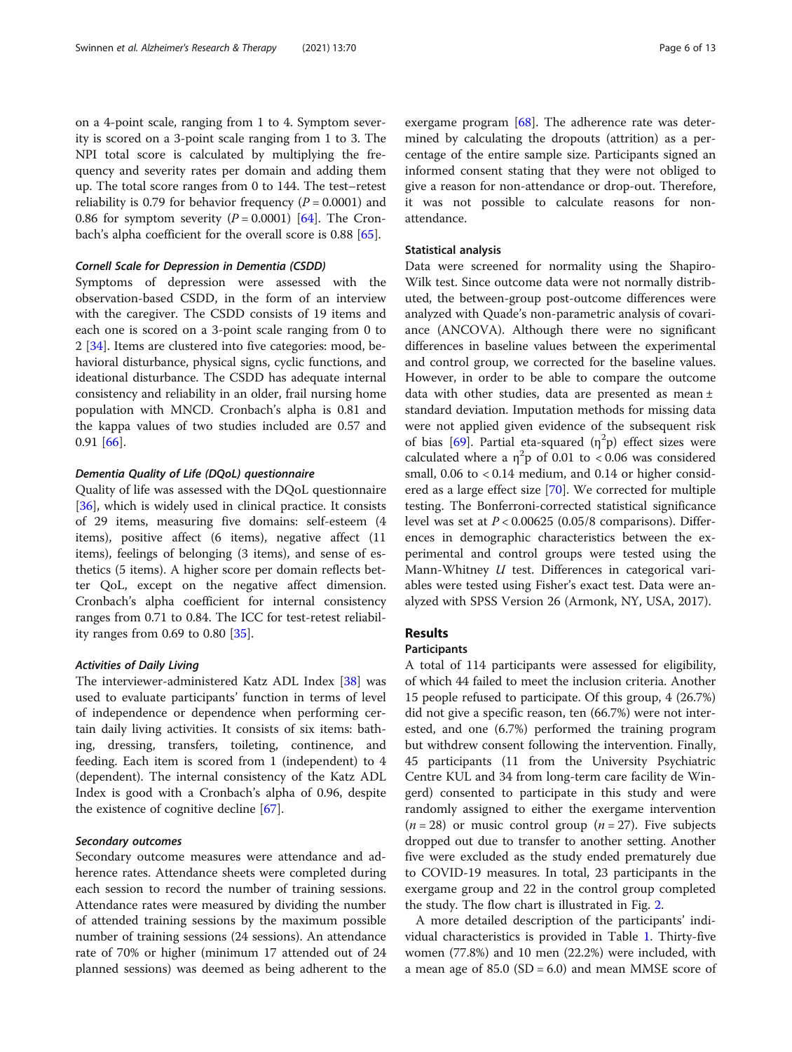on a 4-point scale, ranging from 1 to 4. Symptom severity is scored on a 3-point scale ranging from 1 to 3. The NPI total score is calculated by multiplying the frequency and severity rates per domain and adding them up. The total score ranges from 0 to 144. The test–retest reliability is 0.79 for behavior frequency ($P = 0.0001$) and 0.86 for symptom severity ($P = 0.0001$) [64]. The Cronbach's alpha coefficient for the overall score is 0.88 [65].

#### Cornell Scale for Depression in Dementia (CSDD)

Symptoms of depression were assessed with the observation-based CSDD, in the form of an interview with the caregiver. The CSDD consists of 19 items and each one is scored on a 3-point scale ranging from 0 to 2 [34]. Items are clustered into five categories: mood, behavioral disturbance, physical signs, cyclic functions, and ideational disturbance. The CSDD has adequate internal consistency and reliability in an older, frail nursing home population with MNCD. Cronbach's alpha is 0.81 and the kappa values of two studies included are 0.57 and 0.91 [66].

#### Dementia Quality of Life (DQoL) questionnaire

Quality of life was assessed with the DQoL questionnaire [36], which is widely used in clinical practice. It consists of 29 items, measuring five domains: self-esteem (4 items), positive affect (6 items), negative affect (11 items), feelings of belonging (3 items), and sense of esthetics (5 items). A higher score per domain reflects better QoL, except on the negative affect dimension. Cronbach's alpha coefficient for internal consistency ranges from 0.71 to 0.84. The ICC for test-retest reliability ranges from 0.69 to 0.80 [35].

#### Activities of Daily Living

The interviewer-administered Katz ADL Index [38] was used to evaluate participants' function in terms of level of independence or dependence when performing certain daily living activities. It consists of six items: bathing, dressing, transfers, toileting, continence, and feeding. Each item is scored from 1 (independent) to 4 (dependent). The internal consistency of the Katz ADL Index is good with a Cronbach's alpha of 0.96, despite the existence of cognitive decline [67].

#### Secondary outcomes

Secondary outcome measures were attendance and adherence rates. Attendance sheets were completed during each session to record the number of training sessions. Attendance rates were measured by dividing the number of attended training sessions by the maximum possible number of training sessions (24 sessions). An attendance rate of 70% or higher (minimum 17 attended out of 24 planned sessions) was deemed as being adherent to the exergame program [68]. The adherence rate was determined by calculating the dropouts (attrition) as a percentage of the entire sample size. Participants signed an informed consent stating that they were not obliged to give a reason for non-attendance or drop-out. Therefore, it was not possible to calculate reasons for non-attendance.

### Statistical analysis

Data were screened for normality using the Shapiro-Wilk test. Since outcome data were not normally distributed, the between-group post-outcome differences were analyzed with Quade's non-parametric analysis of covariance (ANCOVA). Although there were no significant differences in baseline values between the experimental and control group, we corrected for the baseline values. However, in order to be able to compare the outcome data with other studies, data are presented as mean ± standard deviation. Imputation methods for missing data were not applied given evidence of the subsequent risk of bias [69]. Partial eta-squared ($\eta^2p$) effect sizes were calculated where a $\eta^2p$ of 0.01 to < 0.06 was considered small, 0.06 to < 0.14 medium, and 0.14 or higher considered as a large effect size [70]. We corrected for multiple testing. The Bonferroni-corrected statistical significance level was set at $P < 0.00625$ (0.05/8 comparisons). Differences in demographic characteristics between the experimental and control groups were tested using the Mann-Whitney $U$ test. Differences in categorical variables were tested using Fisher's exact test. Data were analyzed with SPSS Version 26 (Armonk, NY, USA, 2017).

## Results

### Participants

A total of 114 participants were assessed for eligibility, of which 44 failed to meet the inclusion criteria. Another 15 people refused to participate. Of this group, 4 (26.7%) did not give a specific reason, ten (66.7%) were not interested, and one (6.7%) performed the training program but withdrew consent following the intervention. Finally, 45 participants (11 from the University Psychiatric Centre KUL and 34 from long-term care facility de Wingerd) consented to participate in this study and were randomly assigned to either the exergame intervention ($n = 28$) or music control group ($n = 27$). Five subjects dropped out due to transfer to another setting. Another five were excluded as the study ended prematurely due to COVID-19 measures. In total, 23 participants in the exergame group and 22 in the control group completed the study. The flow chart is illustrated in Fig. 2.

A more detailed description of the participants' individual characteristics is provided in Table 1. Thirty-five women (77.8%) and 10 men (22.2%) were included, with a mean age of 85.0 (SD = 6.0) and mean MMSE score of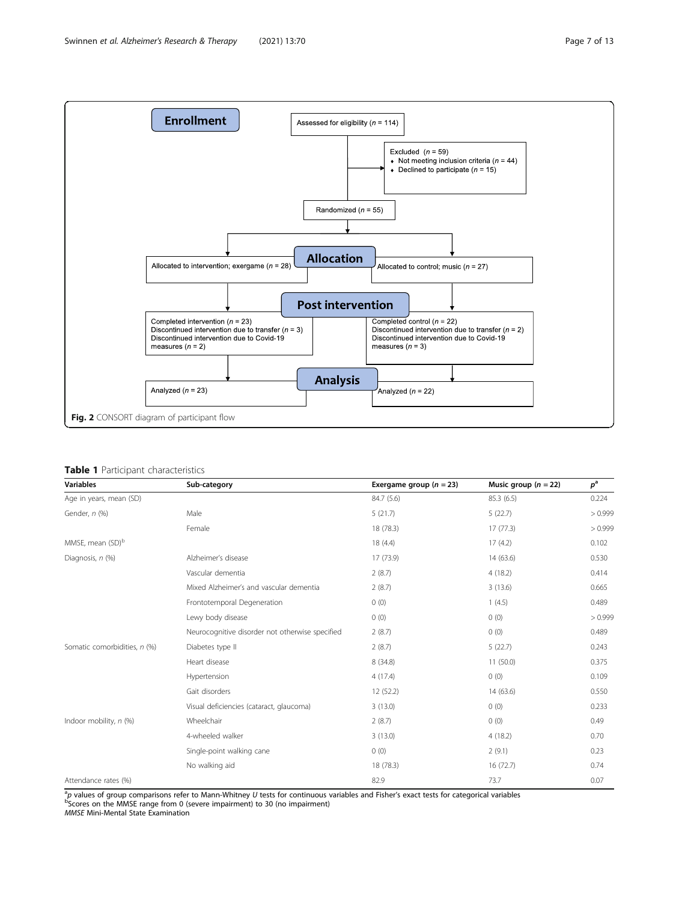**Enrollment**

Assessed for eligibility (*n* = 114)

Excluded (*n* = 59)
- Not meeting inclusion criteria (*n* = 44)
- Declined to participate (*n* = 15)

Randomized (*n* = 55)

**Allocation**

Allocated to intervention; exergame (*n* = 28)

Allocated to control; music (*n* = 27)

**Post intervention**

Completed intervention (*n* = 23)
Discontinued intervention due to transfer (*n* = 3)
Discontinued intervention due to Covid-19 measures (*n* = 2)

Completed control (*n* = 22)
Discontinued intervention due to transfer (*n* = 2)
Discontinued intervention due to Covid-19 measures (*n* = 3)

**Analysis**

Analyzed (*n* = 23)

Analyzed (*n* = 22)

**Fig. 2** CONSORT diagram of participant flow

**Table 1** Participant characteristics

| Variables | Sub-category | Exergame group (*n* = 23) | Music group (*n* = 22) | *p*[a] |
|---|---|---|---|---|
| Age in years, mean (SD) | | 84.7 (5.6) | 85.3 (6.5) | 0.224 |
| Gender, *n* (%) | Male | 5 (21.7) | 5 (22.7) | > 0.999 |
| | Female | 18 (78.3) | 17 (77.3) | > 0.999 |
| MMSE, mean (SD)[b] | | 18 (4.4) | 17 (4.2) | 0.102 |
| Diagnosis, *n* (%) | Alzheimer's disease | 17 (73.9) | 14 (63.6) | 0.530 |
| | Vascular dementia | 2 (8.7) | 4 (18.2) | 0.414 |
| | Mixed Alzheimer's and vascular dementia | 2 (8.7) | 3 (13.6) | 0.665 |
| | Frontotemporal Degeneration | 0 (0) | 1 (4.5) | 0.489 |
| | Lewy body disease | 0 (0) | 0 (0) | > 0.999 |
| | Neurocognitive disorder not otherwise specified | 2 (8.7) | 0 (0) | 0.489 |
| Somatic comorbidities, *n* (%) | Diabetes type II | 2 (8.7) | 5 (22.7) | 0.243 |
| | Heart disease | 8 (34.8) | 11 (50.0) | 0.375 |
| | Hypertension | 4 (17.4) | 0 (0) | 0.109 |
| | Gait disorders | 12 (52.2) | 14 (63.6) | 0.550 |
| | Visual deficiencies (cataract, glaucoma) | 3 (13.0) | 0 (0) | 0.233 |
| Indoor mobility, *n* (%) | Wheelchair | 2 (8.7) | 0 (0) | 0.49 |
| | 4-wheeled walker | 3 (13.0) | 4 (18.2) | 0.70 |
| | Single-point walking cane | 0 (0) | 2 (9.1) | 0.23 |
| | No walking aid | 18 (78.3) | 16 (72.7) | 0.74 |
| Attendance rates (%) | | 82.9 | 73.7 | 0.07 |

[a]*p* values of group comparisons refer to Mann-Whitney *U* tests for continuous variables and Fisher's exact tests for categorical variables
[b]Scores on the MMSE range from 0 (severe impairment) to 30 (no impairment)
*MMSE* Mini-Mental State Examination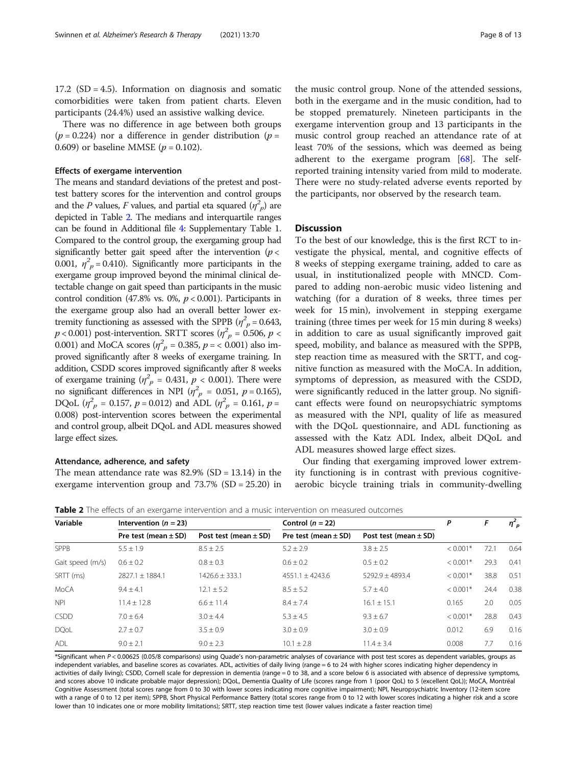17.2 (SD = 4.5). Information on diagnosis and somatic comorbidities were taken from patient charts. Eleven participants (24.4%) used an assistive walking device.

There was no difference in age between both groups ($p = 0.224$) nor a difference in gender distribution ($p = 0.609$) or baseline MMSE ($p = 0.102$).

### Effects of exergame intervention

The means and standard deviations of the pretest and posttest battery scores for the intervention and control groups and the *P* values, *F* values, and partial eta squared ($\eta^2_p$) are depicted in Table 2. The medians and interquartile ranges can be found in Additional file 4: Supplementary Table 1. Compared to the control group, the exergaming group had significantly better gait speed after the intervention ($p < 0.001$, $\eta^2_p = 0.410$). Significantly more participants in the exergame group improved beyond the minimal clinical detectable change on gait speed than participants in the music control condition (47.8% vs. 0%, $p < 0.001$). Participants in the exergame group also had an overall better lower extremity functioning as assessed with the SPPB ($\eta^2_p = 0.643$, $p < 0.001$) post-intervention. SRTT scores ($\eta^2_p = 0.506$, $p < 0.001$) and MoCA scores ($\eta^2_p = 0.385$, $p = < 0.001$) also improved significantly after 8 weeks of exergame training. In addition, CSDD scores improved significantly after 8 weeks of exergame training ($\eta^2_p = 0.431$, $p < 0.001$). There were no significant differences in NPI ($\eta^2_p = 0.051$, $p = 0.165$), DQoL ($\eta^2_p = 0.157$, $p = 0.012$) and ADL ($\eta^2_p = 0.161$, $p = 0.008$) post-intervention scores between the experimental and control group, albeit DQoL and ADL measures showed large effect sizes.

### Attendance, adherence, and safety

The mean attendance rate was 82.9% (SD = 13.14) in the exergame intervention group and 73.7% (SD = 25.20) in the music control group. None of the attended sessions, both in the exergame and in the music condition, had to be stopped prematurely. Nineteen participants in the exergame intervention group and 13 participants in the music control group reached an attendance rate of at least 70% of the sessions, which was deemed as being adherent to the exergame program [68]. The self-reported training intensity varied from mild to moderate. There were no study-related adverse events reported by the participants, nor observed by the research team.

## Discussion

To the best of our knowledge, this is the first RCT to investigate the physical, mental, and cognitive effects of 8 weeks of stepping exergame training, added to care as usual, in institutionalized people with MNCD. Compared to adding non-aerobic music video listening and watching (for a duration of 8 weeks, three times per week for 15 min), involvement in stepping exergame training (three times per week for 15 min during 8 weeks) in addition to care as usual significantly improved gait speed, mobility, and balance as measured with the SPPB, step reaction time as measured with the SRTT, and cognitive function as measured with the MoCA. In addition, symptoms of depression, as measured with the CSDD, were significantly reduced in the latter group. No significant effects were found on neuropsychiatric symptoms as measured with the NPI, quality of life as measured with the DQoL questionnaire, and ADL functioning as assessed with the Katz ADL Index, albeit DQoL and ADL measures showed large effect sizes.

Our finding that exergaming improved lower extremity functioning is in contrast with previous cognitive-aerobic bicycle training trials in community-dwelling

**Table 2** The effects of an exergame intervention and a music intervention on measured outcomes

| Variable | Intervention ($n = 23$) | | Control ($n = 22$) | | *P* | *F* | $\eta^2_p$ |
|---|---|---|---|---|---|---|---|
| | Pre test (mean ± SD) | Post test (mean ± SD) | Pre test (mean ± SD) | Post test (mean ± SD) | | | |
| SPPB | 5.5 ± 1.9 | 8.5 ± 2.5 | 5.2 ± 2.9 | 3.8 ± 2.5 | < 0.001* | 72.1 | 0.64 |
| Gait speed (m/s) | 0.6 ± 0.2 | 0.8 ± 0.3 | 0.6 ± 0.2 | 0.5 ± 0.2 | < 0.001* | 29.3 | 0.41 |
| SRTT (ms) | 2827.1 ± 1884.1 | 1426.6 ± 333.1 | 4551.1 ± 4243.6 | 5292.9 ± 4893.4 | < 0.001* | 38.8 | 0.51 |
| MoCA | 9.4 ± 4.1 | 12.1 ± 5.2 | 8.5 ± 5.2 | 5.7 ± 4.0 | < 0.001* | 24.4 | 0.38 |
| NPI | 11.4 ± 12.8 | 6.6 ± 11.4 | 8.4 ± 7.4 | 16.1 ± 15.1 | 0.165 | 2.0 | 0.05 |
| CSDD | 7.0 ± 6.4 | 3.0 ± 4.4 | 5.3 ± 4.5 | 9.3 ± 6.7 | < 0.001* | 28.8 | 0.43 |
| DQoL | 2.7 ± 0.7 | 3.5 ± 0.9 | 3.0 ± 0.9 | 3.0 ± 0.9 | 0.012 | 6.9 | 0.16 |
| ADL | 9.0 ± 2.1 | 9.0 ± 2.3 | 10.1 ± 2.8 | 11.4 ± 3.4 | 0.008 | 7.7 | 0.16 |

*Significant when $P < 0.00625$ (0.05/8 comparisons) using Quade's non-parametric analyses of covariance with post test scores as dependent variables, groups as independent variables, and baseline scores as covariates. ADL, activities of daily living (range = 6 to 24 with higher scores indicating higher dependency in activities of daily living); CSDD, Cornell scale for depression in dementia (range = 0 to 38, and a score below 6 is associated with absence of depressive symptoms, and scores above 10 indicate probable major depression); DQoL, Dementia Quality of Life (scores range from 1 (poor QoL) to 5 (excellent QoL)); MoCA, Montréal Cognitive Assessment (total scores range from 0 to 30 with lower scores indicating more cognitive impairment); NPI, Neuropsychiatric Inventory (12-item score with a range of 0 to 12 per item); SPPB, Short Physical Performance Battery (total scores range from 0 to 12 with lower scores indicating a higher risk and a score lower than 10 indicates one or more mobility limitations); SRTT, step reaction time test (lower values indicate a faster reaction time)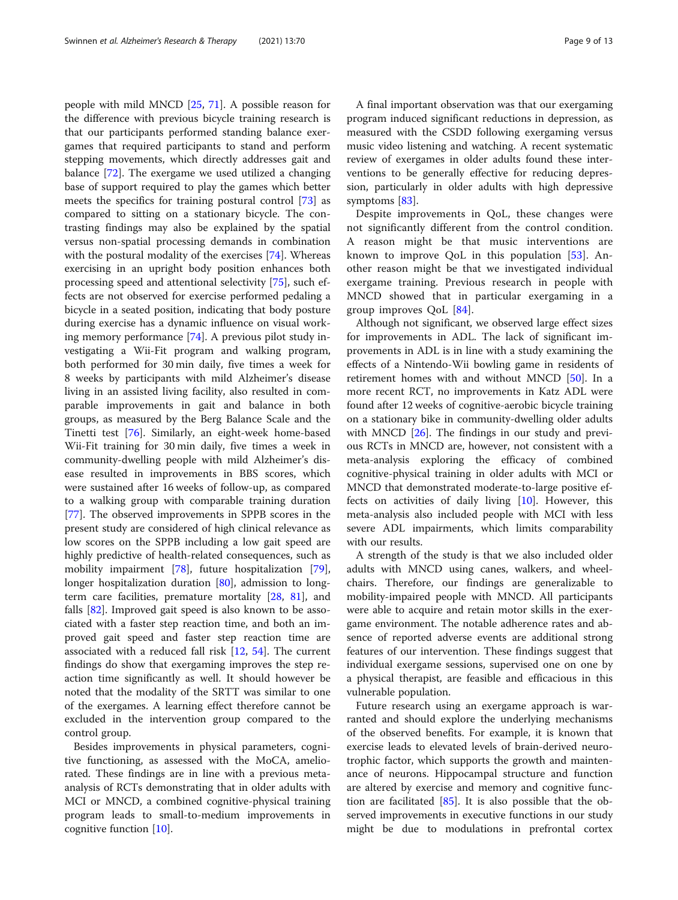people with mild MNCD [25, 71]. A possible reason for the difference with previous bicycle training research is that our participants performed standing balance exergames that required participants to stand and perform stepping movements, which directly addresses gait and balance [72]. The exergame we used utilized a changing base of support required to play the games which better meets the specifics for training postural control [73] as compared to sitting on a stationary bicycle. The contrasting findings may also be explained by the spatial versus non-spatial processing demands in combination with the postural modality of the exercises [74]. Whereas exercising in an upright body position enhances both processing speed and attentional selectivity [75], such effects are not observed for exercise performed pedaling a bicycle in a seated position, indicating that body posture during exercise has a dynamic influence on visual working memory performance [74]. A previous pilot study investigating a Wii-Fit program and walking program, both performed for 30 min daily, five times a week for 8 weeks by participants with mild Alzheimer's disease living in an assisted living facility, also resulted in comparable improvements in gait and balance in both groups, as measured by the Berg Balance Scale and the Tinetti test [76]. Similarly, an eight-week home-based Wii-Fit training for 30 min daily, five times a week in community-dwelling people with mild Alzheimer's disease resulted in improvements in BBS scores, which were sustained after 16 weeks of follow-up, as compared to a walking group with comparable training duration [77]. The observed improvements in SPPB scores in the present study are considered of high clinical relevance as low scores on the SPPB including a low gait speed are highly predictive of health-related consequences, such as mobility impairment [78], future hospitalization [79], longer hospitalization duration [80], admission to long-term care facilities, premature mortality [28, 81], and falls [82]. Improved gait speed is also known to be associated with a faster step reaction time, and both an improved gait speed and faster step reaction time are associated with a reduced fall risk [12, 54]. The current findings do show that exergaming improves the step reaction time significantly as well. It should however be noted that the modality of the SRTT was similar to one of the exergames. A learning effect therefore cannot be excluded in the intervention group compared to the control group.

Besides improvements in physical parameters, cognitive functioning, as assessed with the MoCA, ameliorated. These findings are in line with a previous meta-analysis of RCTs demonstrating that in older adults with MCI or MNCD, a combined cognitive-physical training program leads to small-to-medium improvements in cognitive function [10].

A final important observation was that our exergaming program induced significant reductions in depression, as measured with the CSDD following exergaming versus music video listening and watching. A recent systematic review of exergames in older adults found these interventions to be generally effective for reducing depression, particularly in older adults with high depressive symptoms [83].

Despite improvements in QoL, these changes were not significantly different from the control condition. A reason might be that music interventions are known to improve QoL in this population [53]. Another reason might be that we investigated individual exergame training. Previous research in people with MNCD showed that in particular exergaming in a group improves QoL [84].

Although not significant, we observed large effect sizes for improvements in ADL. The lack of significant improvements in ADL is in line with a study examining the effects of a Nintendo-Wii bowling game in residents of retirement homes with and without MNCD [50]. In a more recent RCT, no improvements in Katz ADL were found after 12 weeks of cognitive-aerobic bicycle training on a stationary bike in community-dwelling older adults with MNCD [26]. The findings in our study and previous RCTs in MNCD are, however, not consistent with a meta-analysis exploring the efficacy of combined cognitive-physical training in older adults with MCI or MNCD that demonstrated moderate-to-large positive effects on activities of daily living [10]. However, this meta-analysis also included people with MCI with less severe ADL impairments, which limits comparability with our results.

A strength of the study is that we also included older adults with MNCD using canes, walkers, and wheelchairs. Therefore, our findings are generalizable to mobility-impaired people with MNCD. All participants were able to acquire and retain motor skills in the exergame environment. The notable adherence rates and absence of reported adverse events are additional strong features of our intervention. These findings suggest that individual exergame sessions, supervised one on one by a physical therapist, are feasible and efficacious in this vulnerable population.

Future research using an exergame approach is warranted and should explore the underlying mechanisms of the observed benefits. For example, it is known that exercise leads to elevated levels of brain-derived neurotrophic factor, which supports the growth and maintenance of neurons. Hippocampal structure and function are altered by exercise and memory and cognitive function are facilitated [85]. It is also possible that the observed improvements in executive functions in our study might be due to modulations in prefrontal cortex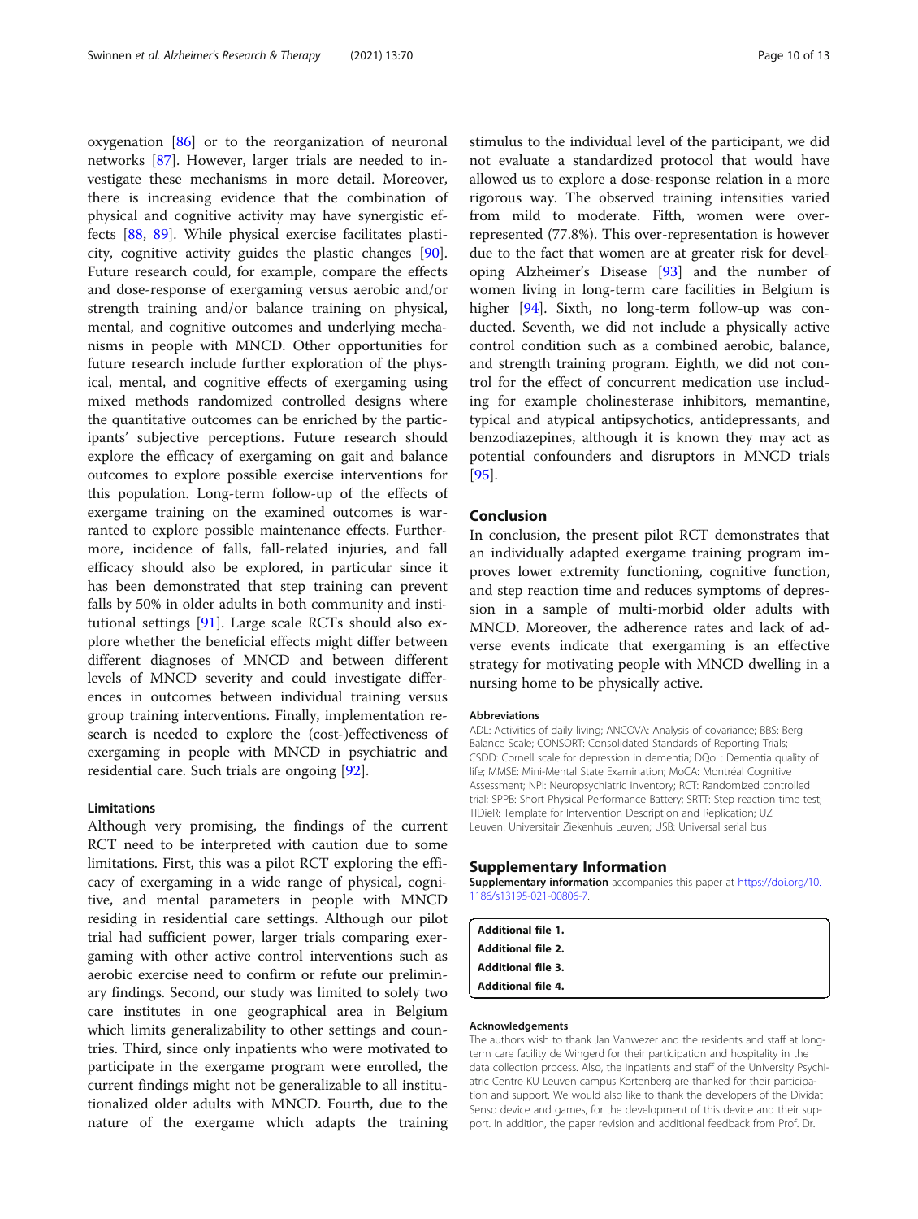oxygenation [86] or to the reorganization of neuronal networks [87]. However, larger trials are needed to investigate these mechanisms in more detail. Moreover, there is increasing evidence that the combination of physical and cognitive activity may have synergistic effects [88, 89]. While physical exercise facilitates plasticity, cognitive activity guides the plastic changes [90]. Future research could, for example, compare the effects and dose-response of exergaming versus aerobic and/or strength training and/or balance training on physical, mental, and cognitive outcomes and underlying mechanisms in people with MNCD. Other opportunities for future research include further exploration of the physical, mental, and cognitive effects of exergaming using mixed methods randomized controlled designs where the quantitative outcomes can be enriched by the participants' subjective perceptions. Future research should explore the efficacy of exergaming on gait and balance outcomes to explore possible exercise interventions for this population. Long-term follow-up of the effects of exergame training on the examined outcomes is warranted to explore possible maintenance effects. Furthermore, incidence of falls, fall-related injuries, and fall efficacy should also be explored, in particular since it has been demonstrated that step training can prevent falls by 50% in older adults in both community and institutional settings [91]. Large scale RCTs should also explore whether the beneficial effects might differ between different diagnoses of MNCD and between different levels of MNCD severity and could investigate differences in outcomes between individual training versus group training interventions. Finally, implementation research is needed to explore the (cost-)effectiveness of exergaming in people with MNCD in psychiatric and residential care. Such trials are ongoing [92].

### Limitations

Although very promising, the findings of the current RCT need to be interpreted with caution due to some limitations. First, this was a pilot RCT exploring the efficacy of exergaming in a wide range of physical, cognitive, and mental parameters in people with MNCD residing in residential care settings. Although our pilot trial had sufficient power, larger trials comparing exergaming with other active control interventions such as aerobic exercise need to confirm or refute our preliminary findings. Second, our study was limited to solely two care institutes in one geographical area in Belgium which limits generalizability to other settings and countries. Third, since only inpatients who were motivated to participate in the exergame program were enrolled, the current findings might not be generalizable to all institutionalized older adults with MNCD. Fourth, due to the nature of the exergame which adapts the training stimulus to the individual level of the participant, we did not evaluate a standardized protocol that would have allowed us to explore a dose-response relation in a more rigorous way. The observed training intensities varied from mild to moderate. Fifth, women were over-represented (77.8%). This over-representation is however due to the fact that women are at greater risk for developing Alzheimer's Disease [93] and the number of women living in long-term care facilities in Belgium is higher [94]. Sixth, no long-term follow-up was conducted. Seventh, we did not include a physically active control condition such as a combined aerobic, balance, and strength training program. Eighth, we did not control for the effect of concurrent medication use including for example cholinesterase inhibitors, memantine, typical and atypical antipsychotics, antidepressants, and benzodiazepines, although it is known they may act as potential confounders and disruptors in MNCD trials [95].

## Conclusion

In conclusion, the present pilot RCT demonstrates that an individually adapted exergame training program improves lower extremity functioning, cognitive function, and step reaction time and reduces symptoms of depression in a sample of multi-morbid older adults with MNCD. Moreover, the adherence rates and lack of adverse events indicate that exergaming is an effective strategy for motivating people with MNCD dwelling in a nursing home to be physically active.

#### Abbreviations

ADL: Activities of daily living; ANCOVA: Analysis of covariance; BBS: Berg Balance Scale; CONSORT: Consolidated Standards of Reporting Trials; CSDD: Cornell scale for depression in dementia; DQoL: Dementia quality of life; MMSE: Mini-Mental State Examination; MoCA: Montréal Cognitive Assessment; NPI: Neuropsychiatric inventory; RCT: Randomized controlled trial; SPPB: Short Physical Performance Battery; SRTT: Step reaction time test; TIDieR: Template for Intervention Description and Replication; UZ Leuven: Universitair Ziekenhuis Leuven; USB: Universal serial bus

## Supplementary Information

**Supplementary information** accompanies this paper at https://doi.org/10.1186/s13195-021-00806-7.

**Additional file 1.**
**Additional file 2.**
**Additional file 3.**
**Additional file 4.**

#### Acknowledgements

The authors wish to thank Jan Vanwezer and the residents and staff at long-term care facility de Wingerd for their participation and hospitality in the data collection process. Also, the inpatients and staff of the University Psychiatric Centre KU Leuven campus Kortenberg are thanked for their participation and support. We would also like to thank the developers of the Dividat Senso device and games, for the development of this device and their support. In addition, the paper revision and additional feedback from Prof. Dr.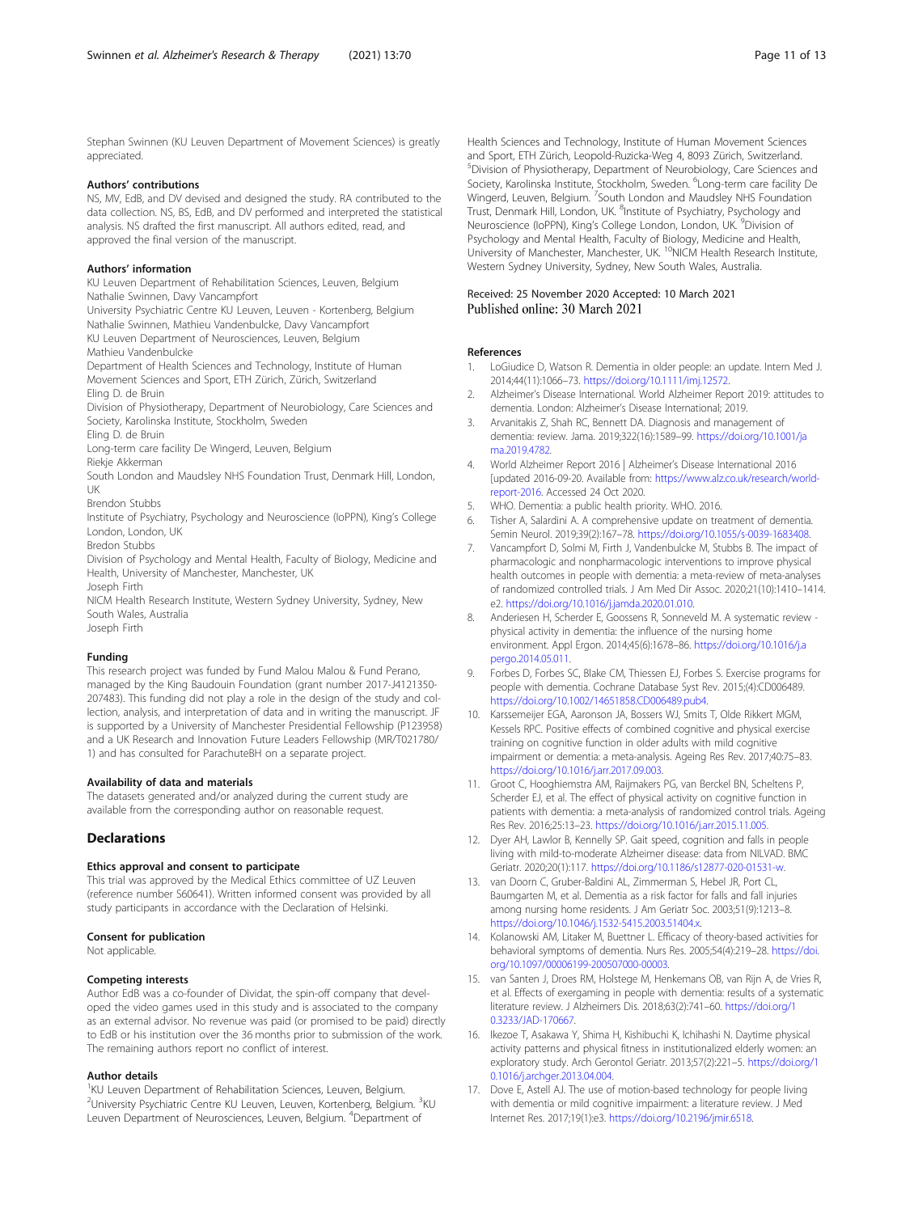Stephan Swinnen (KU Leuven Department of Movement Sciences) is greatly appreciated.

### Authors' contributions

NS, MV, EdB, and DV devised and designed the study. RA contributed to the data collection. NS, BS, EdB, and DV performed and interpreted the statistical analysis. NS drafted the first manuscript. All authors edited, read, and approved the final version of the manuscript.

### Authors' information

KU Leuven Department of Rehabilitation Sciences, Leuven, Belgium
Nathalie Swinnen, Davy Vancampfort
University Psychiatric Centre KU Leuven, Leuven - Kortenberg, Belgium
Nathalie Swinnen, Mathieu Vandenbulcke, Davy Vancampfort
KU Leuven Department of Neurosciences, Leuven, Belgium
Mathieu Vandenbulcke
Department of Health Sciences and Technology, Institute of Human Movement Sciences and Sport, ETH Zürich, Zürich, Switzerland
Eling D. de Bruin
Division of Physiotherapy, Department of Neurobiology, Care Sciences and Society, Karolinska Institute, Stockholm, Sweden
Eling D. de Bruin
Long-term care facility De Wingerd, Leuven, Belgium
Riekje Akkerman
South London and Maudsley NHS Foundation Trust, Denmark Hill, London, UK
Brendon Stubbs
Institute of Psychiatry, Psychology and Neuroscience (IoPPN), King's College London, London, UK
Bredon Stubbs
Division of Psychology and Mental Health, Faculty of Biology, Medicine and Health, University of Manchester, Manchester, UK
Joseph Firth
NICM Health Research Institute, Western Sydney University, Sydney, New South Wales, Australia
Joseph Firth

### Funding

This research project was funded by Fund Malou Malou & Fund Perano, managed by the King Baudouin Foundation (grant number 2017-J4121350-207483). This funding did not play a role in the design of the study and collection, analysis, and interpretation of data and in writing the manuscript. JF is supported by a University of Manchester Presidential Fellowship (P123958) and a UK Research and Innovation Future Leaders Fellowship (MR/T021780/1) and has consulted for ParachuteBH on a separate project.

### Availability of data and materials

The datasets generated and/or analyzed during the current study are available from the corresponding author on reasonable request.

## Declarations

### Ethics approval and consent to participate

This trial was approved by the Medical Ethics committee of UZ Leuven (reference number S60641). Written informed consent was provided by all study participants in accordance with the Declaration of Helsinki.

### Consent for publication

Not applicable.

### Competing interests

Author EdB was a co-founder of Dividat, the spin-off company that developed the video games used in this study and is associated to the company as an external advisor. No revenue was paid (or promised to be paid) directly to EdB or his institution over the 36 months prior to submission of the work. The remaining authors report no conflict of interest.

### Author details

[1]KU Leuven Department of Rehabilitation Sciences, Leuven, Belgium. [2]University Psychiatric Centre KU Leuven, Leuven, Kortenberg, Belgium. [3]KU Leuven Department of Neurosciences, Leuven, Belgium. [4]Department of Health Sciences and Technology, Institute of Human Movement Sciences and Sport, ETH Zürich, Leopold-Ruzicka-Weg 4, 8093 Zürich, Switzerland. [5]Division of Physiotherapy, Department of Neurobiology, Care Sciences and Society, Karolinska Institute, Stockholm, Sweden. [6]Long-term care facility De Wingerd, Leuven, Belgium. [7]South London and Maudsley NHS Foundation Trust, Denmark Hill, London, UK. [8]Institute of Psychiatry, Psychology and Neuroscience (IoPPN), King's College London, London, UK. [9]Division of Psychology and Mental Health, Faculty of Biology, Medicine and Health, University of Manchester, Manchester, UK. [10]NICM Health Research Institute, Western Sydney University, Sydney, New South Wales, Australia.

Received: 25 November 2020 Accepted: 10 March 2021
Published online: 30 March 2021

### References

1. LoGiudice D, Watson R. Dementia in older people: an update. Intern Med J. 2014;44(11):1066–73. https://doi.org/10.1111/imj.12572.
2. Alzheimer's Disease International. World Alzheimer Report 2019: attitudes to dementia. London: Alzheimer's Disease International; 2019.
3. Arvanitakis Z, Shah RC, Bennett DA. Diagnosis and management of dementia: review. Jama. 2019;322(16):1589–99. https://doi.org/10.1001/jama.2019.4782.
4. World Alzheimer Report 2016 | Alzheimer's Disease International 2016 [updated 2016-09-20. Available from: https://www.alz.co.uk/research/world-report-2016. Accessed 24 Oct 2020.
5. WHO. Dementia: a public health priority. WHO. 2016.
6. Tisher A, Salardini A. A comprehensive update on treatment of dementia. Semin Neurol. 2019;39(2):167–78. https://doi.org/10.1055/s-0039-1683408.
7. Vancampfort D, Solmi M, Firth J, Vandenbulcke M, Stubbs B. The impact of pharmacologic and nonpharmacologic interventions to improve physical health outcomes in people with dementia: a meta-review of meta-analyses of randomized controlled trials. J Am Med Dir Assoc. 2020;21(10):1410–1414. e2. https://doi.org/10.1016/j.jamda.2020.01.010.
8. Anderiesen H, Scherder E, Goossens R, Sonneveld M. A systematic review - physical activity in dementia: the influence of the nursing home environment. Appl Ergon. 2014;45(6):1678–86. https://doi.org/10.1016/j.apergo.2014.05.011.
9. Forbes D, Forbes SC, Blake CM, Thiessen EJ, Forbes S. Exercise programs for people with dementia. Cochrane Database Syst Rev. 2015;(4):CD006489. https://doi.org/10.1002/14651858.CD006489.pub4.
10. Karssemeijer EGA, Aaronson JA, Bossers WJ, Smits T, Olde Rikkert MGM, Kessels RPC. Positive effects of combined cognitive and physical exercise training on cognitive function in older adults with mild cognitive impairment or dementia: a meta-analysis. Ageing Res Rev. 2017;40:75–83. https://doi.org/10.1016/j.arr.2017.09.003.
11. Groot C, Hooghiemstra AM, Raijmakers PG, van Berckel BN, Scheltens P, Scherder EJ, et al. The effect of physical activity on cognitive function in patients with dementia: a meta-analysis of randomized control trials. Ageing Res Rev. 2016;25:13–23. https://doi.org/10.1016/j.arr.2015.11.005.
12. Dyer AH, Lawlor B, Kennelly SP. Gait speed, cognition and falls in people living with mild-to-moderate Alzheimer disease: data from NILVAD. BMC Geriatr. 2020;20(1):117. https://doi.org/10.1186/s12877-020-01531-w.
13. van Doorn C, Gruber-Baldini AL, Zimmerman S, Hebel JR, Port CL, Baumgarten M, et al. Dementia as a risk factor for falls and fall injuries among nursing home residents. J Am Geriatr Soc. 2003;51(9):1213–8. https://doi.org/10.1046/j.1532-5415.2003.51404.x.
14. Kolanowski AM, Litaker M, Buettner L. Efficacy of theory-based activities for behavioral symptoms of dementia. Nurs Res. 2005;54(4):219–28. https://doi.org/10.1097/00006199-200507000-00003.
15. van Santen J, Droes RM, Holstege M, Henkemans OB, van Rijn A, de Vries R, et al. Effects of exergaming in people with dementia: results of a systematic literature review. J Alzheimers Dis. 2018;63(2):741–60. https://doi.org/10.3233/JAD-170667.
16. Ikezoe T, Asakawa Y, Shima H, Kishibuchi K, Ichihashi N. Daytime physical activity patterns and physical fitness in institutionalized elderly women: an exploratory study. Arch Gerontol Geriatr. 2013;57(2):221–5. https://doi.org/10.1016/j.archger.2013.04.004.
17. Dove E, Astell AJ. The use of motion-based technology for people living with dementia or mild cognitive impairment: a literature review. J Med Internet Res. 2017;19(1):e3. https://doi.org/10.2196/jmir.6518.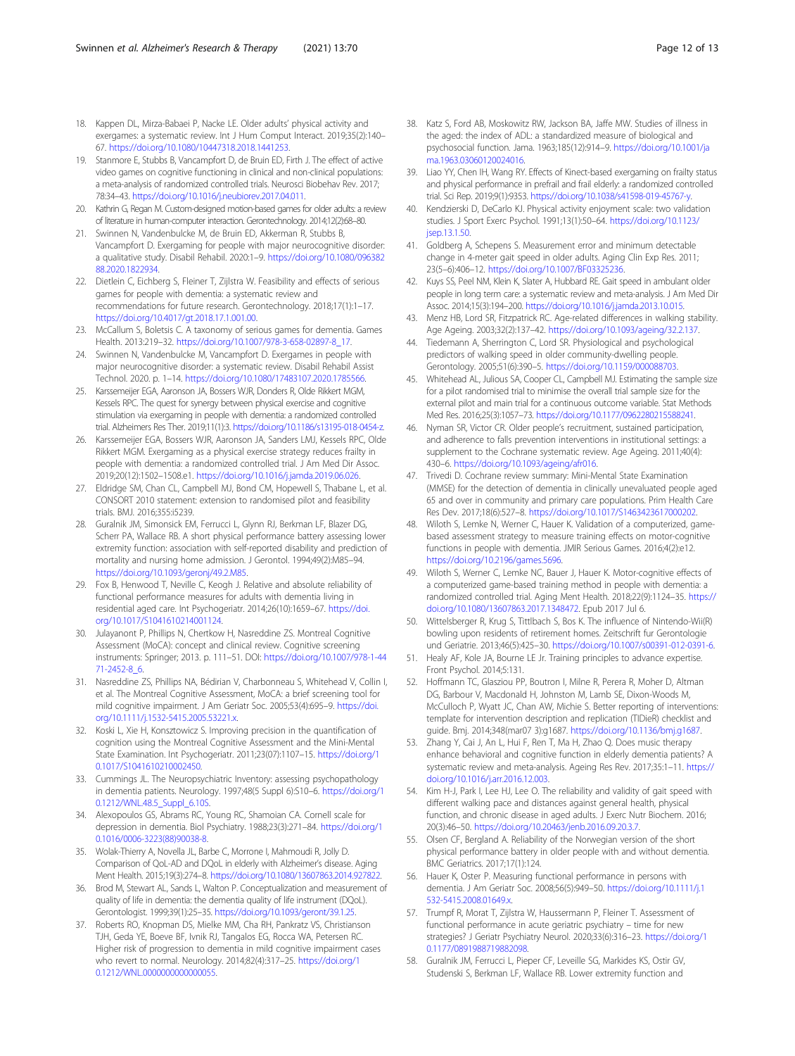18. Kappen DL, Mirza-Babaei P, Nacke LE. Older adults' physical activity and exergames: a systematic review. Int J Hum Comput Interact. 2019;35(2):140–67. https://doi.org/10.1080/10447318.2018.1441253.
19. Stanmore E, Stubbs B, Vancampfort D, de Bruin ED, Firth J. The effect of active video games on cognitive functioning in clinical and non-clinical populations: a meta-analysis of randomized controlled trials. Neurosci Biobehav Rev. 2017; 78:34–43. https://doi.org/10.1016/j.neubiorev.2017.04.011.
20. Kathrin G, Regan M. Custom-designed motion-based games for older adults: a review of literature in human-computer interaction. Gerontechnology. 2014;12(2):68–80.
21. Swinnen N, Vandenbulcke M, de Bruin ED, Akkerman R, Stubbs B, Vancampfort D. Exergaming for people with major neurocognitive disorder: a qualitative study. Disabil Rehabil. 2020:1–9. https://doi.org/10.1080/09638288.2020.1822934.
22. Dietlein C, Eichberg S, Fleiner T, Zijlstra W. Feasibility and effects of serious games for people with dementia: a systematic review and recommendations for future research. Gerontechnology. 2018;17(1):1–17. https://doi.org/10.4017/gt.2018.17.1.001.00.
23. McCallum S, Boletsis C. A taxonomy of serious games for dementia. Games Health. 2013:219–32. https://doi.org/10.1007/978-3-658-02897-8_17.
24. Swinnen N, Vandenbulcke M, Vancampfort D. Exergames in people with major neurocognitive disorder: a systematic review. Disabil Rehabil Assist Technol. 2020. p. 1–14. https://doi.org/10.1080/17483107.2020.1785566.
25. Karssemeijer EGA, Aaronson JA, Bossers WJR, Donders R, Olde Rikkert MGM, Kessels RPC. The quest for synergy between physical exercise and cognitive stimulation via exergaming in people with dementia: a randomized controlled trial. Alzheimers Res Ther. 2019;11(1):3. https://doi.org/10.1186/s13195-018-0454-z.
26. Karssemeijer EGA, Bossers WJR, Aaronson JA, Sanders LMJ, Kessels RPC, Olde Rikkert MGM. Exergaming as a physical exercise strategy reduces frailty in people with dementia: a randomized controlled trial. J Am Med Dir Assoc. 2019;20(12):1502–1508.e1. https://doi.org/10.1016/j.jamda.2019.06.026.
27. Eldridge SM, Chan CL, Campbell MJ, Bond CM, Hopewell S, Thabane L, et al. CONSORT 2010 statement: extension to randomised pilot and feasibility trials. BMJ. 2016;355:i5239.
28. Guralnik JM, Simonsick EM, Ferrucci L, Glynn RJ, Berkman LF, Blazer DG, Scherr PA, Wallace RB. A short physical performance battery assessing lower extremity function: association with self-reported disability and prediction of mortality and nursing home admission. J Gerontol. 1994;49(2):M85–94. https://doi.org/10.1093/geronj/49.2.M85.
29. Fox B, Henwood T, Neville C, Keogh J. Relative and absolute reliability of functional performance measures for adults with dementia living in residential aged care. Int Psychogeriatr. 2014;26(10):1659–67. https://doi.org/10.1017/S1041610214001124.
30. Julayanont P, Phillips N, Chertkow H, Nasreddine ZS. Montreal Cognitive Assessment (MoCA): concept and clinical review. Cognitive screening instruments: Springer; 2013. p. 111–51. DOI: https://doi.org/10.1007/978-1-4471-2452-8_6.
31. Nasreddine ZS, Phillips NA, Bédirian V, Charbonneau S, Whitehead V, Collin I, et al. The Montreal Cognitive Assessment, MoCA: a brief screening tool for mild cognitive impairment. J Am Geriatr Soc. 2005;53(4):695–9. https://doi.org/10.1111/j.1532-5415.2005.53221.x.
32. Koski L, Xie H, Konsztowicz S. Improving precision in the quantification of cognition using the Montreal Cognitive Assessment and the Mini-Mental State Examination. Int Psychogeriatr. 2011;23(07):1107–15. https://doi.org/10.1017/S1041610210002450.
33. Cummings JL. The Neuropsychiatric Inventory: assessing psychopathology in dementia patients. Neurology. 1997;48(5 Suppl 6):S10–6. https://doi.org/10.1212/WNL.48.5_Suppl_6.10S.
34. Alexopoulos GS, Abrams RC, Young RC, Shamoian CA. Cornell scale for depression in dementia. Biol Psychiatry. 1988;23(3):271–84. https://doi.org/10.1016/0006-3223(88)90038-8.
35. Wolak-Thierry A, Novella JL, Barbe C, Morrone I, Mahmoudi R, Jolly D. Comparison of QoL-AD and DQoL in elderly with Alzheimer's disease. Aging Ment Health. 2015;19(3):274–8. https://doi.org/10.1080/13607863.2014.927822.
36. Brod M, Stewart AL, Sands L, Walton P. Conceptualization and measurement of quality of life in dementia: the dementia quality of life instrument (DQoL). Gerontologist. 1999;39(1):25–35. https://doi.org/10.1093/geront/39.1.25.
37. Roberts RO, Knopman DS, Mielke MM, Cha RH, Pankratz VS, Christianson TJH, Geda YE, Boeve BF, Ivnik RJ, Tangalos EG, Rocca WA, Petersen RC. Higher risk of progression to dementia in mild cognitive impairment cases who revert to normal. Neurology. 2014;82(4):317–25. https://doi.org/10.1212/WNL.0000000000000055.
38. Katz S, Ford AB, Moskowitz RW, Jackson BA, Jaffe MW. Studies of illness in the aged: the index of ADL: a standardized measure of biological and psychosocial function. Jama. 1963;185(12):914–9. https://doi.org/10.1001/jama.1963.03060120024016.
39. Liao YY, Chen IH, Wang RY. Effects of Kinect-based exergaming on frailty status and physical performance in prefrail and frail elderly: a randomized controlled trial. Sci Rep. 2019;9(1):9353. https://doi.org/10.1038/s41598-019-45767-y.
40. Kendzierski D, DeCarlo KJ. Physical activity enjoyment scale: two validation studies. J Sport Exerc Psychol. 1991;13(1):50–64. https://doi.org/10.1123/jsep.13.1.50.
41. Goldberg A, Schepens S. Measurement error and minimum detectable change in 4-meter gait speed in older adults. Aging Clin Exp Res. 2011; 23(5–6):406–12. https://doi.org/10.1007/BF03325236.
42. Kuys SS, Peel NM, Klein K, Slater A, Hubbard RE. Gait speed in ambulant older people in long term care: a systematic review and meta-analysis. J Am Med Dir Assoc. 2014;15(3):194–200. https://doi.org/10.1016/j.jamda.2013.10.015.
43. Menz HB, Lord SR, Fitzpatrick RC. Age-related differences in walking stability. Age Ageing. 2003;32(2):137–42. https://doi.org/10.1093/ageing/32.2.137.
44. Tiedemann A, Sherrington C, Lord SR. Physiological and psychological predictors of walking speed in older community-dwelling people. Gerontology. 2005;51(6):390–5. https://doi.org/10.1159/000088703.
45. Whitehead AL, Julious SA, Cooper CL, Campbell MJ. Estimating the sample size for a pilot randomised trial to minimise the overall trial sample size for the external pilot and main trial for a continuous outcome variable. Stat Methods Med Res. 2016;25(3):1057–73. https://doi.org/10.1177/0962280215588241.
46. Nyman SR, Victor CR. Older people's recruitment, sustained participation, and adherence to falls prevention interventions in institutional settings: a supplement to the Cochrane systematic review. Age Ageing. 2011;40(4): 430–6. https://doi.org/10.1093/ageing/afr016.
47. Trivedi D. Cochrane review summary: Mini-Mental State Examination (MMSE) for the detection of dementia in clinically unevaluated people aged 65 and over in community and primary care populations. Prim Health Care Res Dev. 2017;18(6):527–8. https://doi.org/10.1017/S1463423617000202.
48. Wiloth S, Lemke N, Werner C, Hauer K. Validation of a computerized, game-based assessment strategy to measure training effects on motor-cognitive functions in people with dementia. JMIR Serious Games. 2016;4(2):e12. https://doi.org/10.2196/games.5696.
49. Wiloth S, Werner C, Lemke NC, Bauer J, Hauer K. Motor-cognitive effects of a computerized game-based training method in people with dementia: a randomized controlled trial. Aging Ment Health. 2018;22(9):1124–35. https://doi.org/10.1080/13607863.2017.1348472. Epub 2017 Jul 6.
50. Wittelsberger R, Krug S, Tittlbach S, Bos K. The influence of Nintendo-Wii(R) bowling upon residents of retirement homes. Zeitschrift fur Gerontologie und Geriatrie. 2013;46(5):425–30. https://doi.org/10.1007/s00391-012-0391-6.
51. Healy AF, Kole JA, Bourne LE Jr. Training principles to advance expertise. Front Psychol. 2014;5:131.
52. Hoffmann TC, Glasziou PP, Boutron I, Milne R, Perera R, Moher D, Altman DG, Barbour V, Macdonald H, Johnston M, Lamb SE, Dixon-Woods M, McCulloch P, Wyatt JC, Chan AW, Michie S. Better reporting of interventions: template for intervention description and replication (TIDieR) checklist and guide. Bmj. 2014;348(mar07 3):g1687. https://doi.org/10.1136/bmj.g1687.
53. Zhang Y, Cai J, An L, Hui F, Ren T, Ma H, Zhao Q. Does music therapy enhance behavioral and cognitive function in elderly dementia patients? A systematic review and meta-analysis. Ageing Res Rev. 2017;35:1–11. https://doi.org/10.1016/j.arr.2016.12.003.
54. Kim H-J, Park I, Lee HJ, Lee O. The reliability and validity of gait speed with different walking pace and distances against general health, physical function, and chronic disease in aged adults. J Exerc Nutr Biochem. 2016; 20(3):46–50. https://doi.org/10.20463/jenb.2016.09.20.3.7.
55. Olsen CF, Bergland A. Reliability of the Norwegian version of the short physical performance battery in older people with and without dementia. BMC Geriatrics. 2017;17(1):124.
56. Hauer K, Oster P. Measuring functional performance in persons with dementia. J Am Geriatr Soc. 2008;56(5):949–50. https://doi.org/10.1111/j.1532-5415.2008.01649.x.
57. Trumpf R, Morat T, Zijlstra W, Haussermann P, Fleiner T. Assessment of functional performance in acute geriatric psychiatry – time for new strategies? J Geriatr Psychiatry Neurol. 2020;33(6):316–23. https://doi.org/10.1177/0891988719882098.
58. Guralnik JM, Ferrucci L, Pieper CF, Leveille SG, Markides KS, Ostir GV, Studenski S, Berkman LF, Wallace RB. Lower extremity function and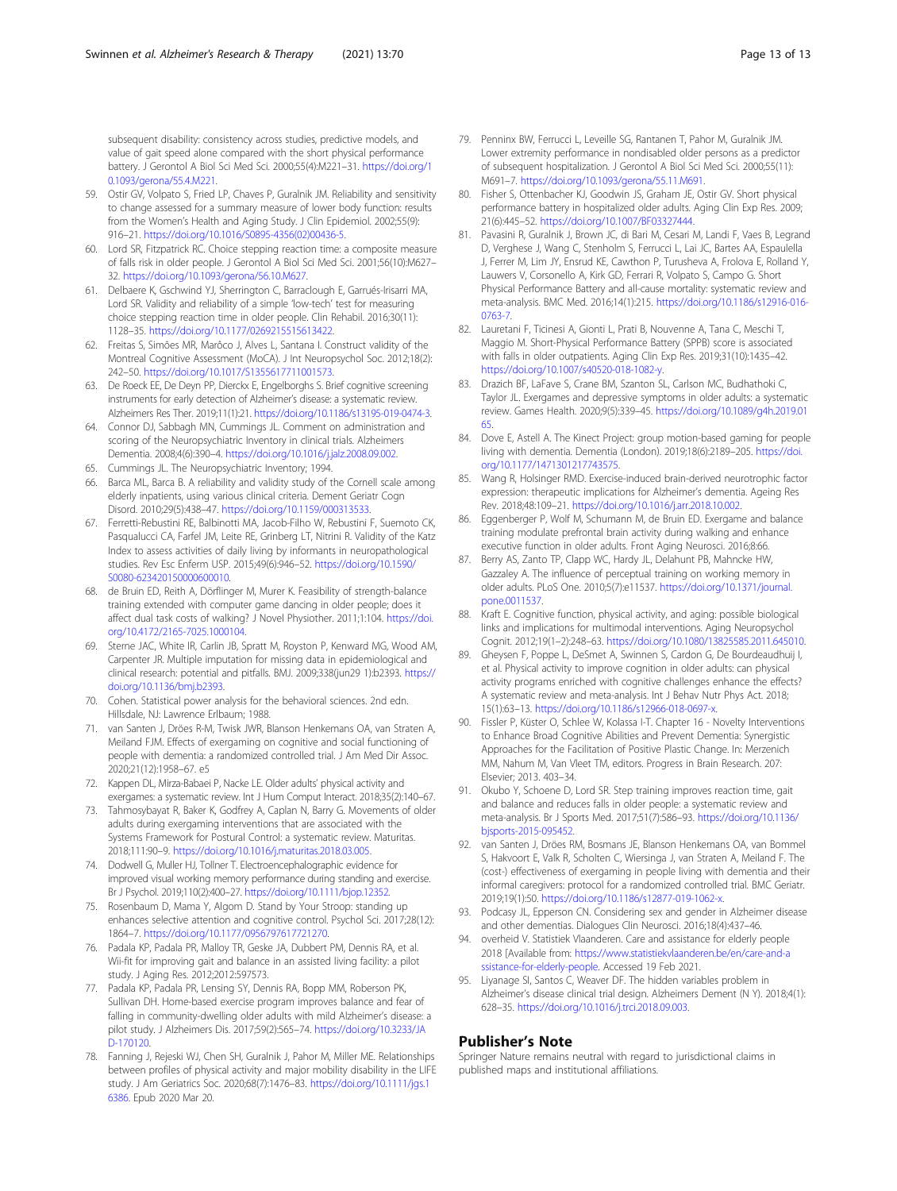subsequent disability: consistency across studies, predictive models, and value of gait speed alone compared with the short physical performance battery. J Gerontol A Biol Sci Med Sci. 2000;55(4):M221–31. https://doi.org/10.1093/gerona/55.4.M221.

59. Ostir GV, Volpato S, Fried LP, Chaves P, Guralnik JM. Reliability and sensitivity to change assessed for a summary measure of lower body function: results from the Women's Health and Aging Study. J Clin Epidemiol. 2002;55(9):916–21. https://doi.org/10.1016/S0895-4356(02)00436-5.
60. Lord SR, Fitzpatrick RC. Choice stepping reaction time: a composite measure of falls risk in older people. J Gerontol A Biol Sci Med Sci. 2001;56(10):M627–32. https://doi.org/10.1093/gerona/56.10.M627.
61. Delbaere K, Gschwind YJ, Sherrington C, Barraclough E, Garrués-Irisarri MA, Lord SR. Validity and reliability of a simple 'low-tech' test for measuring choice stepping reaction time in older people. Clin Rehabil. 2016;30(11):1128–35. https://doi.org/10.1177/0269215515613422.
62. Freitas S, Simões MR, Marôco J, Alves L, Santana I. Construct validity of the Montreal Cognitive Assessment (MoCA). J Int Neuropsychol Soc. 2012;18(2):242–50. https://doi.org/10.1017/S1355617711001573.
63. De Roeck EE, De Deyn PP, Dierckx E, Engelborghs S. Brief cognitive screening instruments for early detection of Alzheimer's disease: a systematic review. Alzheimers Res Ther. 2019;11(1):21. https://doi.org/10.1186/s13195-019-0474-3.
64. Connor DJ, Sabbagh MN, Cummings JL. Comment on administration and scoring of the Neuropsychiatric Inventory in clinical trials. Alzheimers Dementia. 2008;4(6):390–4. https://doi.org/10.1016/j.jalz.2008.09.002.
65. Cummings JL. The Neuropsychiatric Inventory; 1994.
66. Barca ML, Barca B. A reliability and validity study of the Cornell scale among elderly inpatients, using various clinical criteria. Dement Geriatr Cogn Disord. 2010;29(5):438–47. https://doi.org/10.1159/000313533.
67. Ferretti-Rebustini RE, Balbinotti MA, Jacob-Filho W, Rebustini F, Suemoto CK, Pasqualucci CA, Farfel JM, Leite RE, Grinberg LT, Nitrini R. Validity of the Katz Index to assess activities of daily living by informants in neuropathological studies. Rev Esc Enferm USP. 2015;49(6):946–52. https://doi.org/10.1590/S0080-623420150000600010.
68. de Bruin ED, Reith A, Dörflinger M, Murer K. Feasibility of strength-balance training extended with computer game dancing in older people; does it affect dual task costs of walking? J Novel Physiother. 2011;1:104. https://doi.org/10.4172/2165-7025.1000104.
69. Sterne JAC, White IR, Carlin JB, Spratt M, Royston P, Kenward MG, Wood AM, Carpenter JR. Multiple imputation for missing data in epidemiological and clinical research: potential and pitfalls. BMJ. 2009;338(jun29 1):b2393. https://doi.org/10.1136/bmj.b2393.
70. Cohen. Statistical power analysis for the behavioral sciences. 2nd edn. Hillsdale, NJ: Lawrence Erlbaum; 1988.
71. van Santen J, Dröes R-M, Twisk JWR, Blanson Henkemans OA, van Straten A, Meiland FJM. Effects of exergaming on cognitive and social functioning of people with dementia: a randomized controlled trial. J Am Med Dir Assoc. 2020;21(12):1958–67. e5
72. Kappen DL, Mirza-Babaei P, Nacke LE. Older adults' physical activity and exergames: a systematic review. Int J Hum Comput Interact. 2018;35(2):140–67.
73. Tahmosybayat R, Baker K, Godfrey A, Caplan N, Barry G. Movements of older adults during exergaming interventions that are associated with the Systems Framework for Postural Control: a systematic review. Maturitas. 2018;111:90–9. https://doi.org/10.1016/j.maturitas.2018.03.005.
74. Dodwell G, Muller HJ, Tollner T. Electroencephalographic evidence for improved visual working memory performance during standing and exercise. Br J Psychol. 2019;110(2):400–27. https://doi.org/10.1111/bjop.12352.
75. Rosenbaum D, Mama Y, Algom D. Stand by Your Stroop: standing up enhances selective attention and cognitive control. Psychol Sci. 2017;28(12):1864–7. https://doi.org/10.1177/0956797617721270.
76. Padala KP, Padala PR, Malloy TR, Geske JA, Dubbert PM, Dennis RA, et al. Wii-fit for improving gait and balance in an assisted living facility: a pilot study. J Aging Res. 2012;2012:597573.
77. Padala KP, Padala PR, Lensing SY, Dennis RA, Bopp MM, Roberson PK, Sullivan DH. Home-based exercise program improves balance and fear of falling in community-dwelling older adults with mild Alzheimer's disease: a pilot study. J Alzheimers Dis. 2017;59(2):565–74. https://doi.org/10.3233/JAD-170120.
78. Fanning J, Rejeski WJ, Chen SH, Guralnik J, Pahor M, Miller ME. Relationships between profiles of physical activity and major mobility disability in the LIFE study. J Am Geriatrics Soc. 2020;68(7):1476–83. https://doi.org/10.1111/jgs.16386. Epub 2020 Mar 20.
79. Penninx BW, Ferrucci L, Leveille SG, Rantanen T, Pahor M, Guralnik JM. Lower extremity performance in nondisabled older persons as a predictor of subsequent hospitalization. J Gerontol A Biol Sci Med Sci. 2000;55(11):M691–7. https://doi.org/10.1093/gerona/55.11.M691.
80. Fisher S, Ottenbacher KJ, Goodwin JS, Graham JE, Ostir GV. Short physical performance battery in hospitalized older adults. Aging Clin Exp Res. 2009;21(6):445–52. https://doi.org/10.1007/BF03327444.
81. Pavasini R, Guralnik J, Brown JC, di Bari M, Cesari M, Landi F, Vaes B, Legrand D, Verghese J, Wang C, Stenholm S, Ferrucci L, Lai JC, Bartes AA, Espaulella J, Ferrer M, Lim JY, Ensrud KE, Cawthon P, Turusheva A, Frolova E, Rolland Y, Lauwers V, Corsonello A, Kirk GD, Ferrari R, Volpato S, Campo G. Short Physical Performance Battery and all-cause mortality: systematic review and meta-analysis. BMC Med. 2016;14(1):215. https://doi.org/10.1186/s12916-016-0763-7.
82. Lauretani F, Ticinesi A, Gionti L, Prati B, Nouvenne A, Tana C, Meschi T, Maggio M. Short-Physical Performance Battery (SPPB) score is associated with falls in older outpatients. Aging Clin Exp Res. 2019;31(10):1435–42. https://doi.org/10.1007/s40520-018-1082-y.
83. Drazich BF, LaFave S, Crane BM, Szanton SL, Carlson MC, Budhathoki C, Taylor JL. Exergames and depressive symptoms in older adults: a systematic review. Games Health. 2020;9(5):339–45. https://doi.org/10.1089/g4h.2019.0165.
84. Dove E, Astell A. The Kinect Project: group motion-based gaming for people living with dementia. Dementia (London). 2019;18(6):2189–205. https://doi.org/10.1177/1471301217743575.
85. Wang R, Holsinger RMD. Exercise-induced brain-derived neurotrophic factor expression: therapeutic implications for Alzheimer's dementia. Ageing Res Rev. 2018;48:109–21. https://doi.org/10.1016/j.arr.2018.10.002.
86. Eggenberger P, Wolf M, Schumann M, de Bruin ED. Exergame and balance training modulate prefrontal brain activity during walking and enhance executive function in older adults. Front Aging Neurosci. 2016;8:66.
87. Berry AS, Zanto TP, Clapp WC, Hardy JL, Delahunt PB, Mahncke HW, Gazzaley A. The influence of perceptual training on working memory in older adults. PLoS One. 2010;5(7):e11537. https://doi.org/10.1371/journal.pone.0011537.
88. Kraft E. Cognitive function, physical activity, and aging: possible biological links and implications for multimodal interventions. Aging Neuropsychol Cognit. 2012;19(1–2):248–63. https://doi.org/10.1080/13825585.2011.645010.
89. Gheysen F, Poppe L, DeSmet A, Swinnen S, Cardon G, De Bourdeaudhuij I, et al. Physical activity to improve cognition in older adults: can physical activity programs enriched with cognitive challenges enhance the effects? A systematic review and meta-analysis. Int J Behav Nutr Phys Act. 2018;15(1):63–13. https://doi.org/10.1186/s12966-018-0697-x.
90. Fissler P, Küster O, Schlee W, Kolassa I-T. Chapter 16 - Novelty Interventions to Enhance Broad Cognitive Abilities and Prevent Dementia: Synergistic Approaches for the Facilitation of Positive Plastic Change. In: Merzenich MM, Nahum M, Van Vleet TM, editors. Progress in Brain Research. 207: Elsevier; 2013. 403–34.
91. Okubo Y, Schoene D, Lord SR. Step training improves reaction time, gait and balance and reduces falls in older people: a systematic review and meta-analysis. Br J Sports Med. 2017;51(7):586–93. https://doi.org/10.1136/bjsports-2015-095452.
92. van Santen J, Dröes RM, Bosmans JE, Blanson Henkemans OA, van Bommel S, Hakvoort E, Valk R, Scholten C, Wiersinga J, van Straten A, Meiland F. The (cost-) effectiveness of exergaming in people living with dementia and their informal caregivers: protocol for a randomized controlled trial. BMC Geriatr. 2019;19(1):50. https://doi.org/10.1186/s12877-019-1062-x.
93. Podcasy JL, Epperson CN. Considering sex and gender in Alzheimer disease and other dementias. Dialogues Clin Neurosci. 2016;18(4):437–46.
94. overheid V. Statistiek Vlaanderen. Care and assistance for elderly people 2018 [Available from: https://www.statistiekvlaanderen.be/en/care-and-assistance-for-elderly-people. Accessed 19 Feb 2021.
95. Liyanage SI, Santos C, Weaver DF. The hidden variables problem in Alzheimer's disease clinical trial design. Alzheimers Dement (N Y). 2018;4(1):628–35. https://doi.org/10.1016/j.trci.2018.09.003.

## Publisher's Note

Springer Nature remains neutral with regard to jurisdictional claims in published maps and institutional affiliations.